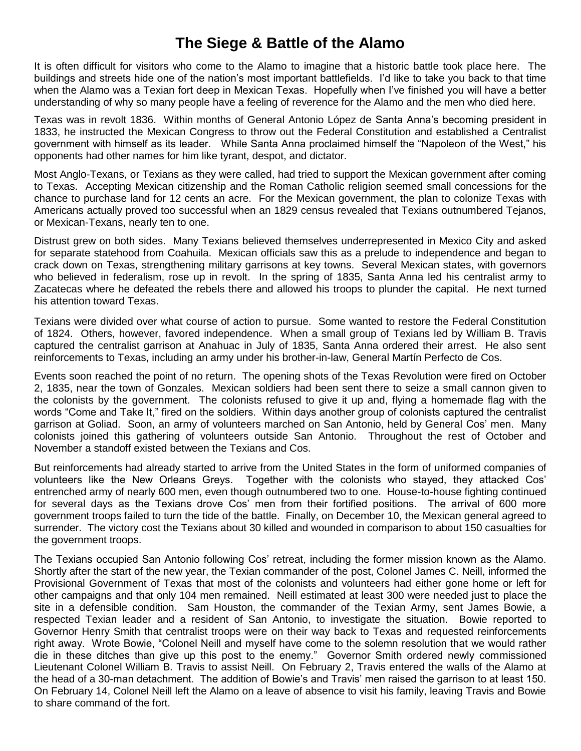# The Siege & Battle of the Alamo

It is often difficult for visitors who come to the Alamo to imagine that a historic battle took place here. The buildings and streets hide one of the nation's most important battlefields. I'd like to take you back to that time when the Alamo was a Texian fort deep in Mexican Texas. Hopefully when I've finished you will have a better understanding of why so many people have a feeling of reverence for the Alamo and the men who died here.

Texas was in revolt 1836. Within months of General Antonio López de Santa Anna's becoming president in 1833, he instructed the Mexican Congress to throw out the Federal Constitution and established a Centralist government with himself as its leader. While Santa Anna proclaimed himself the "Napoleon of the West," his opponents had other names for him like tyrant, despot, and dictator.

Most Anglo-Texans, or Texians as they were called, had tried to support the Mexican government after coming to Texas. Accepting Mexican citizenship and the Roman Catholic religion seemed small concessions for the chance to purchase land for 12 cents an acre. For the Mexican government, the plan to colonize Texas with Americans actually proved too successful when an 1829 census revealed that Texians outnumbered Tejanos, or Mexican-Texans, nearly ten to one.

Distrust grew on both sides. Many Texians believed themselves underrepresented in Mexico City and asked for separate statehood from Coahuila. Mexican officials saw this as a prelude to independence and began to crack down on Texas, strengthening military garrisons at key towns. Several Mexican states, with governors who believed in federalism, rose up in revolt. In the spring of 1835, Santa Anna led his centralist army to Zacatecas where he defeated the rebels there and allowed his troops to plunder the capital. He next turned his attention toward Texas.

Texians were divided over what course of action to pursue. Some wanted to restore the Federal Constitution of 1824. Others, however, favored independence. When a small group of Texians led by William B. Travis captured the centralist garrison at Anahuac in July of 1835, Santa Anna ordered their arrest. He also sent reinforcements to Texas, including an army under his brother-in-law, General Martín Perfecto de Cos.

Events soon reached the point of no return. The opening shots of the Texas Revolution were fired on October 2, 1835, near the town of Gonzales. Mexican soldiers had been sent there to seize a small cannon given to the colonists by the government. The colonists refused to give it up and, flying a homemade flag with the words "Come and Take It," fired on the soldiers. Within days another group of colonists captured the centralist garrison at Goliad. Soon, an army of volunteers marched on San Antonio, held by General Cos' men. Many colonists joined this gathering of volunteers outside San Antonio. Throughout the rest of October and November a standoff existed between the Texians and Cos.

But reinforcements had already started to arrive from the United States in the form of uniformed companies of volunteers like the New Orleans Greys. Together with the colonists who stayed, they attacked Cos' entrenched army of nearly 600 men, even though outnumbered two to one. House-to-house fighting continued for several days as the Texians drove Cos' men from their fortified positions. The arrival of 600 more government troops failed to turn the tide of the battle. Finally, on December 10, the Mexican general agreed to surrender. The victory cost the Texians about 30 killed and wounded in comparison to about 150 casualties for the government troops.

The Texians occupied San Antonio following Cos' retreat, including the former mission known as the Alamo. Shortly after the start of the new year, the Texian commander of the post, Colonel James C. Neill, informed the Provisional Government of Texas that most of the colonists and volunteers had either gone home or left for other campaigns and that only 104 men remained. Neill estimated at least 300 were needed just to place the site in a defensible condition. Sam Houston, the commander of the Texian Army, sent James Bowie, a respected Texian leader and a resident of San Antonio, to investigate the situation. Bowie reported to Governor Henry Smith that centralist troops were on their way back to Texas and requested reinforcements right away. Wrote Bowie, "Colonel Neill and myself have come to the solemn resolution that we would rather die in these ditches than give up this post to the enemy." Governor Smith ordered newly commissioned Lieutenant Colonel William B. Travis to assist Neill. On February 2, Travis entered the walls of the Alamo at the head of a 30-man detachment. The addition of Bowie's and Travis' men raised the garrison to at least 150. On February 14, Colonel Neill left the Alamo on a leave of absence to visit his family, leaving Travis and Bowie to share command of the fort.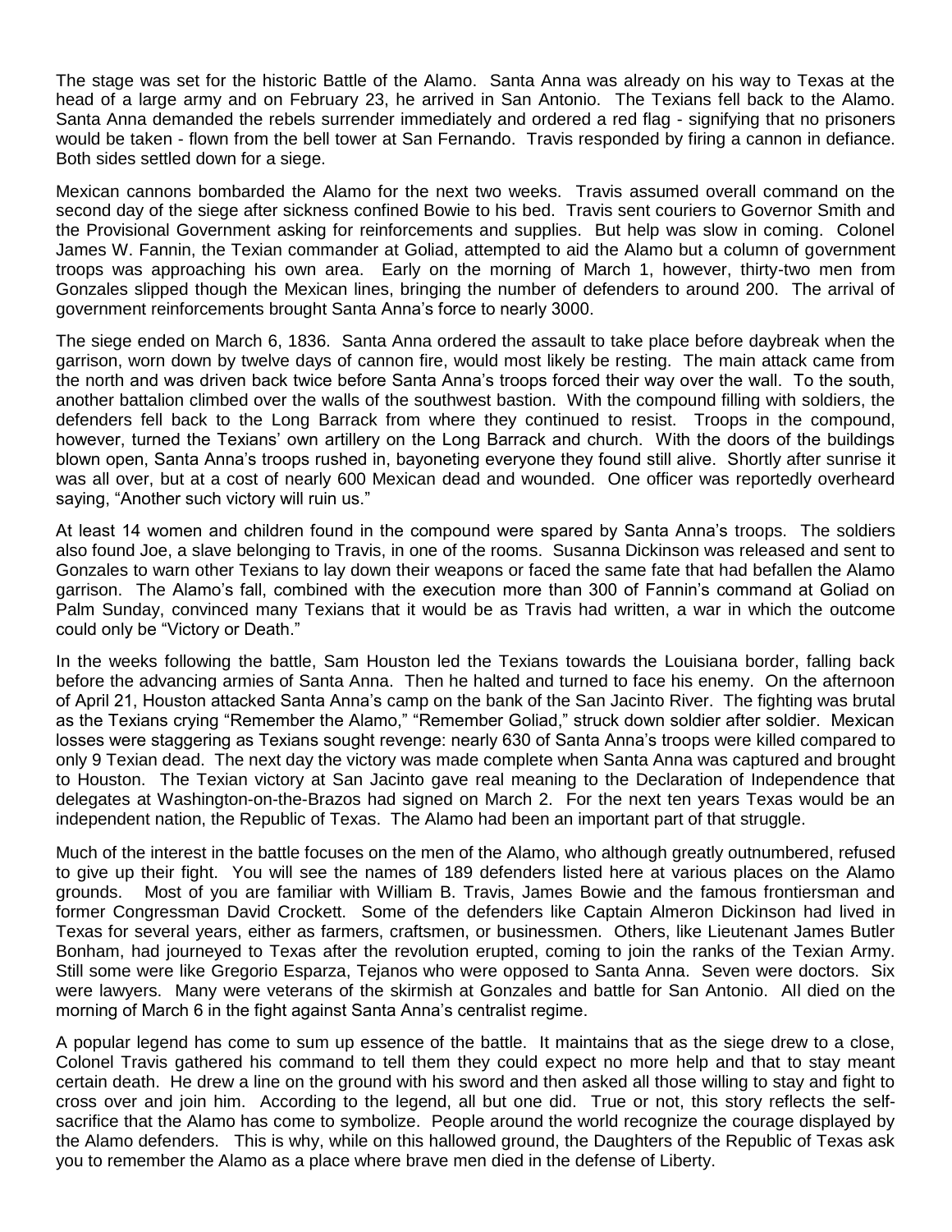The stage was set for the historic Battle of the Alamo. Santa Anna was already on his way to Texas at the head of a large army and on February 23, he arrived in San Antonio. The Texians fell back to the Alamo. Santa Anna demanded the rebels surrender immediately and ordered a red flag - signifying that no prisoners would be taken - flown from the bell tower at San Fernando. Travis responded by firing a cannon in defiance. Both sides settled down for a siege.

Mexican cannons bombarded the Alamo for the next two weeks. Travis assumed overall command on the second day of the siege after sickness confined Bowie to his bed. Travis sent couriers to Governor Smith and the Provisional Government asking for reinforcements and supplies. But help was slow in coming. Colonel James W. Fannin, the Texian commander at Goliad, attempted to aid the Alamo but a column of government troops was approaching his own area. Early on the morning of March 1, however, thirty-two men from Gonzales slipped though the Mexican lines, bringing the number of defenders to around 200. The arrival of government reinforcements brought Santa Anna's force to nearly 3000.

The siege ended on March 6, 1836. Santa Anna ordered the assault to take place before daybreak when the garrison, worn down by twelve days of cannon fire, would most likely be resting. The main attack came from the north and was driven back twice before Santa Anna's troops forced their way over the wall. To the south, another battalion climbed over the walls of the southwest bastion. With the compound filling with soldiers, the defenders fell back to the Long Barrack from where they continued to resist. Troops in the compound, however, turned the Texians' own artillery on the Long Barrack and church. With the doors of the buildings blown open, Santa Anna's troops rushed in, bayoneting everyone they found still alive. Shortly after sunrise it was all over, but at a cost of nearly 600 Mexican dead and wounded. One officer was reportedly overheard saying, "Another such victory will ruin us."

At least 14 women and children found in the compound were spared by Santa Anna's troops. The soldiers also found Joe, a slave belonging to Travis, in one of the rooms. Susanna Dickinson was released and sent to Gonzales to warn other Texians to lay down their weapons or faced the same fate that had befallen the Alamo garrison. The Alamo's fall, combined with the execution more than 300 of Fannin's command at Goliad on Palm Sunday, convinced many Texians that it would be as Travis had written, a war in which the outcome could only be "Victory or Death."

In the weeks following the battle, Sam Houston led the Texians towards the Louisiana border, falling back before the advancing armies of Santa Anna. Then he halted and turned to face his enemy. On the afternoon of April 21, Houston attacked Santa Anna's camp on the bank of the San Jacinto River. The fighting was brutal as the Texians crying "Remember the Alamo," "Remember Goliad," struck down soldier after soldier. Mexican losses were staggering as Texians sought revenge: nearly 630 of Santa Anna's troops were killed compared to only 9 Texian dead. The next day the victory was made complete when Santa Anna was captured and brought to Houston. The Texian victory at San Jacinto gave real meaning to the Declaration of Independence that delegates at Washington-on-the-Brazos had signed on March 2. For the next ten years Texas would be an independent nation, the Republic of Texas. The Alamo had been an important part of that struggle.

Much of the interest in the battle focuses on the men of the Alamo, who although greatly outnumbered, refused to give up their fight. You will see the names of 189 defenders listed here at various places on the Alamo grounds. Most of you are familiar with William B. Travis, James Bowie and the famous frontiersman and former Congressman David Crockett. Some of the defenders like Captain Almeron Dickinson had lived in Texas for several years, either as farmers, craftsmen, or businessmen. Others, like Lieutenant James Butler Bonham, had journeyed to Texas after the revolution erupted, coming to join the ranks of the Texian Army. Still some were like Gregorio Esparza, Tejanos who were opposed to Santa Anna. Seven were doctors. Six were lawyers. Many were veterans of the skirmish at Gonzales and battle for San Antonio. All died on the morning of March 6 in the fight against Santa Anna's centralist regime.

A popular legend has come to sum up essence of the battle. It maintains that as the siege drew to a close, Colonel Travis gathered his command to tell them they could expect no more help and that to stay meant certain death. He drew a line on the ground with his sword and then asked all those willing to stay and fight to cross over and join him. According to the legend, all but one did. True or not, this story reflects the self-sacrifice that the Alamo has come to symbolize. People around the world recognize the courage displayed by the Alamo defenders. This is why, while on this hallowed ground, the Daughters of the Republic of Texas ask you to remember the Alamo as a place where brave men died in the defense of Liberty.